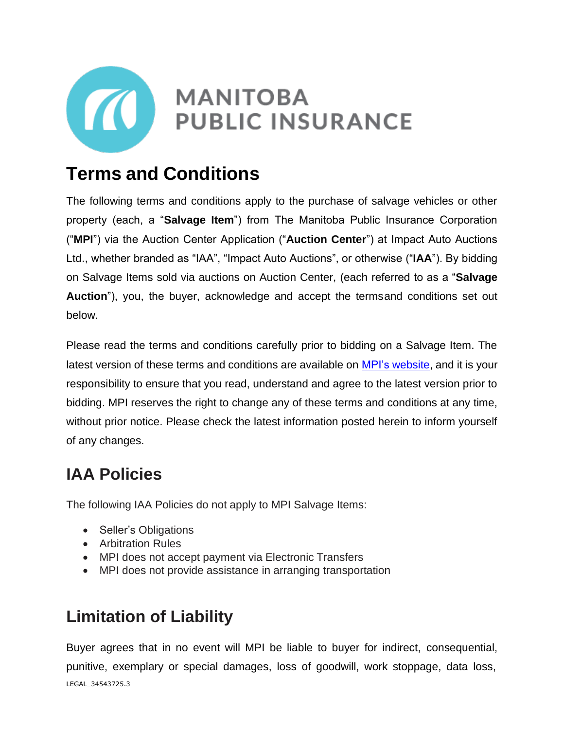MANITOBA PUBLIC INSURANCE

# Terms and Conditions

The following terms and conditions apply to the purchase of salvage vehicles or other property (each, a "**Salvage Item**") from The Manitoba Public Insurance Corporation ("**MPI**") via the Auction Center Application ("**Auction Center**") at Impact Auto Auctions Ltd., whether branded as "IAA", "Impact Auto Auctions", or otherwise ("**IAA**"). By bidding on Salvage Items sold via auctions on Auction Center, (each referred to as a "**Salvage Auction**"), you, the buyer, acknowledge and accept the termsand conditions set out below.

Please read the terms and conditions carefully prior to bidding on a Salvage Item. The latest version of these terms and conditions are available on [MPI's website](), and it is your responsibility to ensure that you read, understand and agree to the latest version prior to bidding. MPI reserves the right to change any of these terms and conditions at any time, without prior notice. Please check the latest information posted herein to inform yourself of any changes.

## IAA Policies

The following IAA Policies do not apply to MPI Salvage Items:

- Seller's Obligations
- Arbitration Rules
- MPI does not accept payment via Electronic Transfers
- MPI does not provide assistance in arranging transportation

## Limitation of Liability

Buyer agrees that in no event will MPI be liable to buyer for indirect, consequential, punitive, exemplary or special damages, loss of goodwill, work stoppage, data loss,

LEGAL_34543725.3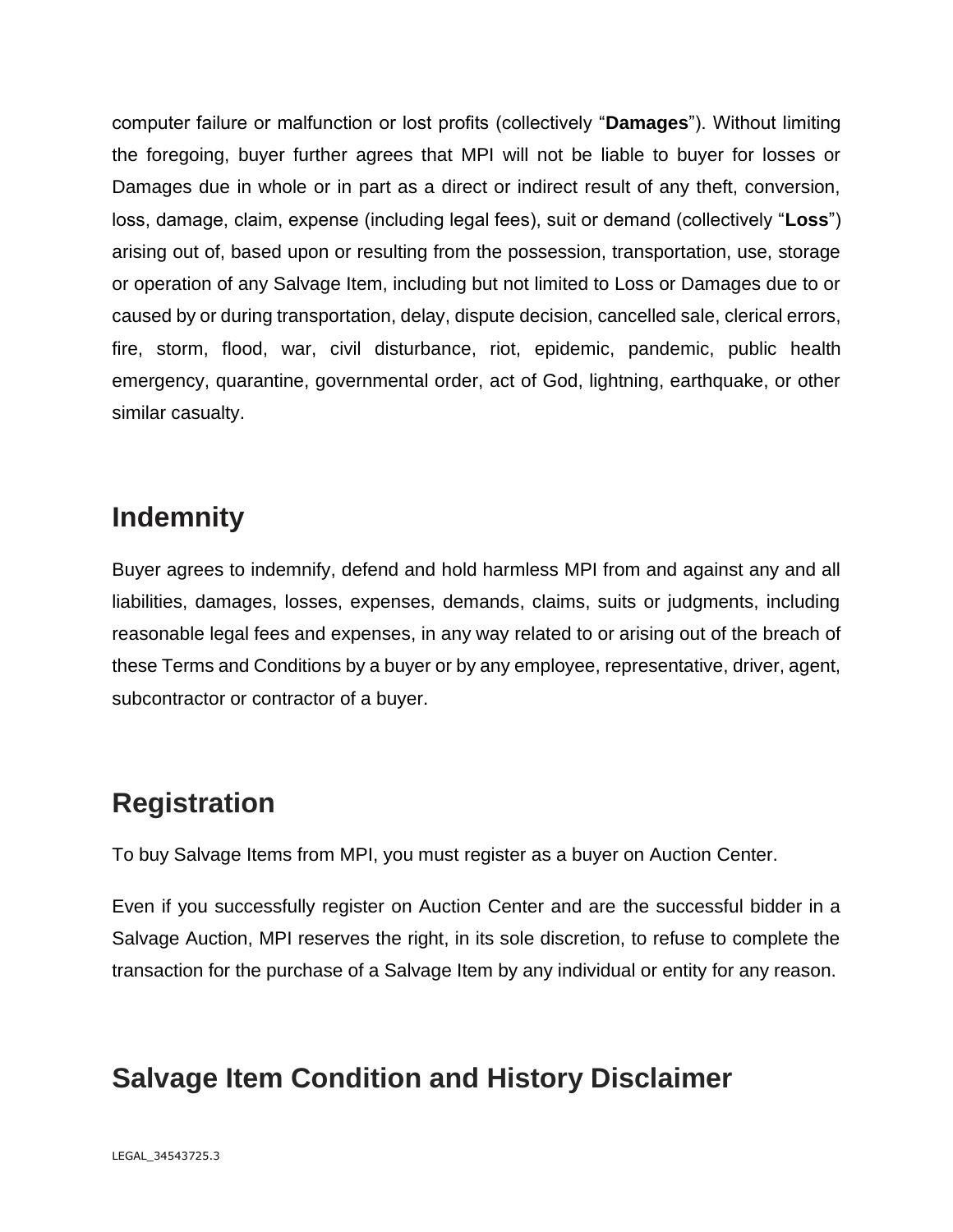computer failure or malfunction or lost profits (collectively "**Damages**"). Without limiting the foregoing, buyer further agrees that MPI will not be liable to buyer for losses or Damages due in whole or in part as a direct or indirect result of any theft, conversion, loss, damage, claim, expense (including legal fees), suit or demand (collectively "**Loss**") arising out of, based upon or resulting from the possession, transportation, use, storage or operation of any Salvage Item, including but not limited to Loss or Damages due to or caused by or during transportation, delay, dispute decision, cancelled sale, clerical errors, fire, storm, flood, war, civil disturbance, riot, epidemic, pandemic, public health emergency, quarantine, governmental order, act of God, lightning, earthquake, or other similar casualty.

## Indemnity

Buyer agrees to indemnify, defend and hold harmless MPI from and against any and all liabilities, damages, losses, expenses, demands, claims, suits or judgments, including reasonable legal fees and expenses, in any way related to or arising out of the breach of these Terms and Conditions by a buyer or by any employee, representative, driver, agent, subcontractor or contractor of a buyer.

## Registration

To buy Salvage Items from MPI, you must register as a buyer on Auction Center.

Even if you successfully register on Auction Center and are the successful bidder in a Salvage Auction, MPI reserves the right, in its sole discretion, to refuse to complete the transaction for the purchase of a Salvage Item by any individual or entity for any reason.

## Salvage Item Condition and History Disclaimer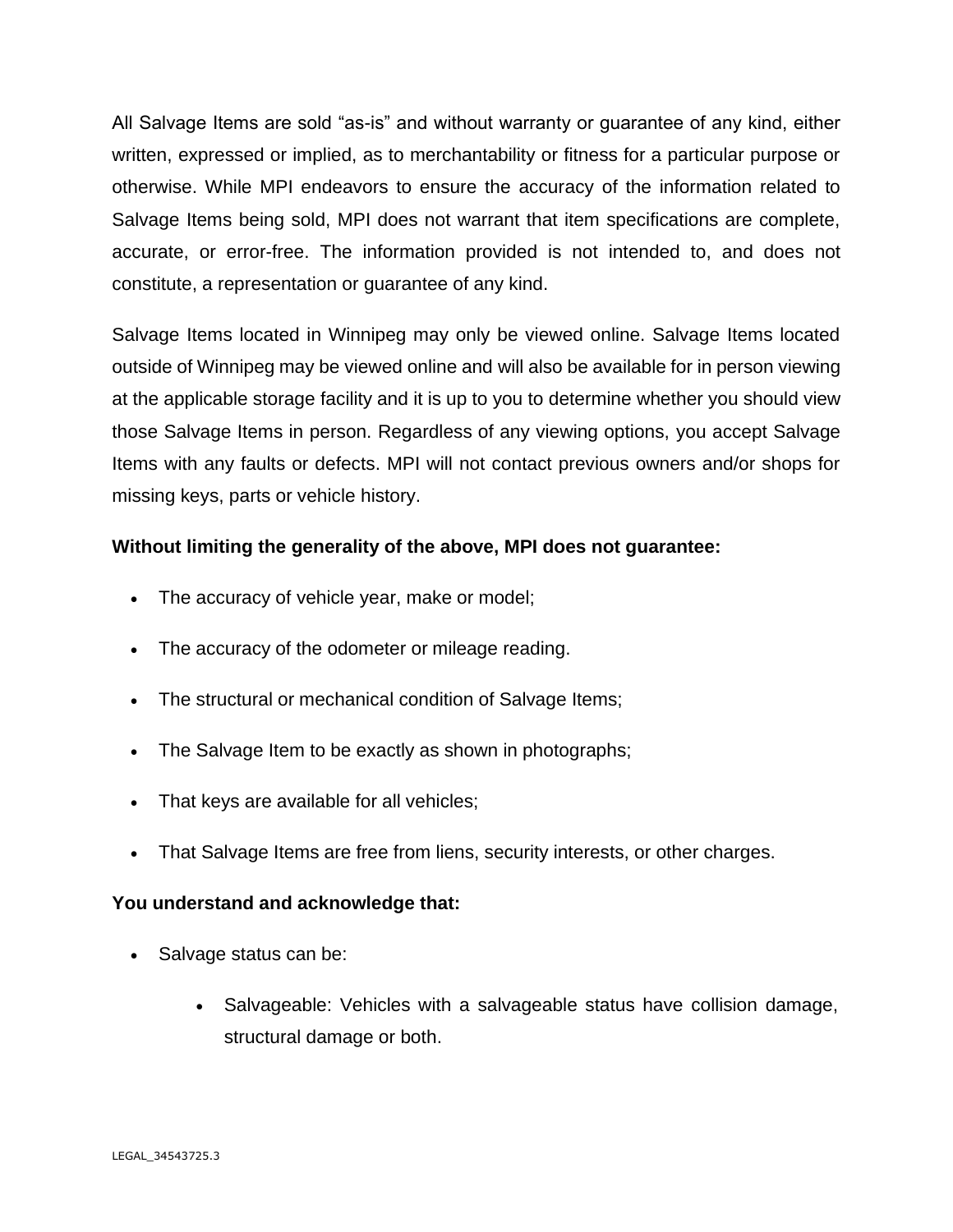All Salvage Items are sold "as-is" and without warranty or guarantee of any kind, either written, expressed or implied, as to merchantability or fitness for a particular purpose or otherwise. While MPI endeavors to ensure the accuracy of the information related to Salvage Items being sold, MPI does not warrant that item specifications are complete, accurate, or error-free. The information provided is not intended to, and does not constitute, a representation or guarantee of any kind.

Salvage Items located in Winnipeg may only be viewed online. Salvage Items located outside of Winnipeg may be viewed online and will also be available for in person viewing at the applicable storage facility and it is up to you to determine whether you should view those Salvage Items in person. Regardless of any viewing options, you accept Salvage Items with any faults or defects. MPI will not contact previous owners and/or shops for missing keys, parts or vehicle history.

**Without limiting the generality of the above, MPI does not guarantee:**

- The accuracy of vehicle year, make or model;
- The accuracy of the odometer or mileage reading.
- The structural or mechanical condition of Salvage Items;
- The Salvage Item to be exactly as shown in photographs;
- That keys are available for all vehicles;
- That Salvage Items are free from liens, security interests, or other charges.

**You understand and acknowledge that:**

- Salvage status can be:
  - Salvageable: Vehicles with a salvageable status have collision damage, structural damage or both.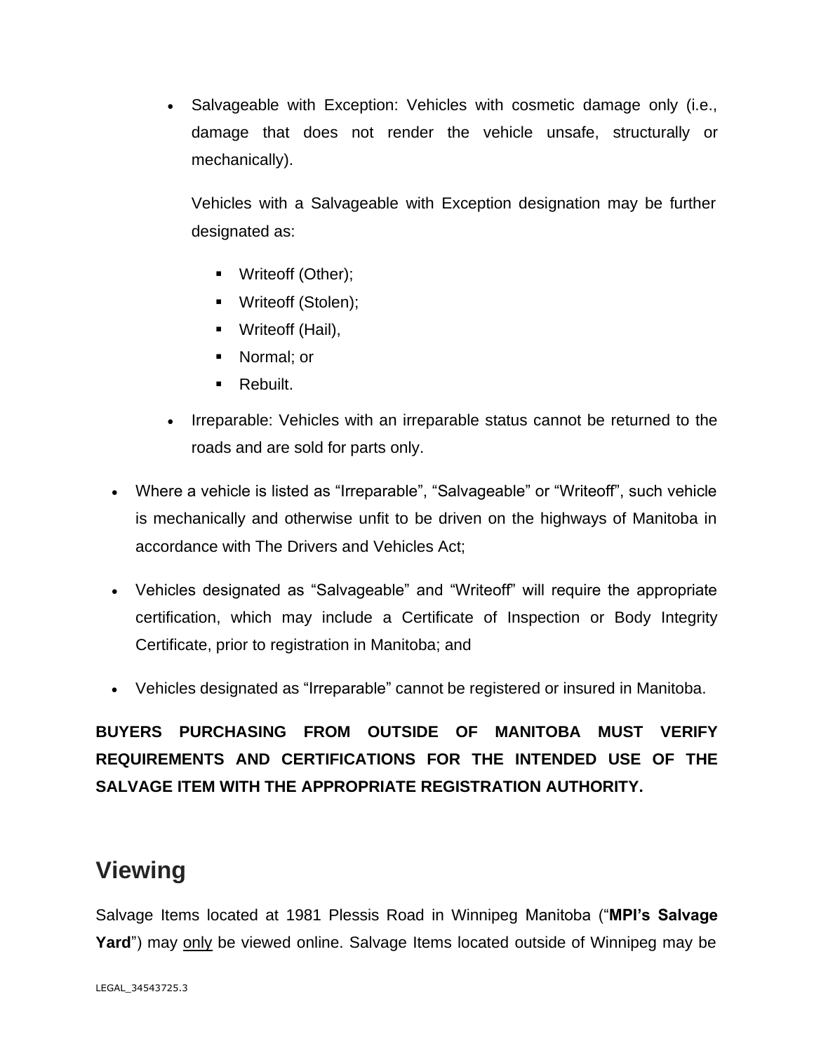- Salvageable with Exception: Vehicles with cosmetic damage only (i.e., damage that does not render the vehicle unsafe, structurally or mechanically).

  Vehicles with a Salvageable with Exception designation may be further designated as:

  - Writeoff (Other);
  - Writeoff (Stolen);
  - Writeoff (Hail),
  - Normal; or
  - Rebuilt.

- Irreparable: Vehicles with an irreparable status cannot be returned to the roads and are sold for parts only.

- Where a vehicle is listed as “Irreparable”, “Salvageable” or “Writeoff”, such vehicle is mechanically and otherwise unfit to be driven on the highways of Manitoba in accordance with The Drivers and Vehicles Act;
- Vehicles designated as “Salvageable” and “Writeoff” will require the appropriate certification, which may include a Certificate of Inspection or Body Integrity Certificate, prior to registration in Manitoba; and
- Vehicles designated as “Irreparable” cannot be registered or insured in Manitoba.

**BUYERS PURCHASING FROM OUTSIDE OF MANITOBA MUST VERIFY REQUIREMENTS AND CERTIFICATIONS FOR THE INTENDED USE OF THE SALVAGE ITEM WITH THE APPROPRIATE REGISTRATION AUTHORITY.**

## Viewing

Salvage Items located at 1981 Plessis Road in Winnipeg Manitoba (“**MPI’s Salvage Yard**”) may <u>only</u> be viewed online. Salvage Items located outside of Winnipeg may be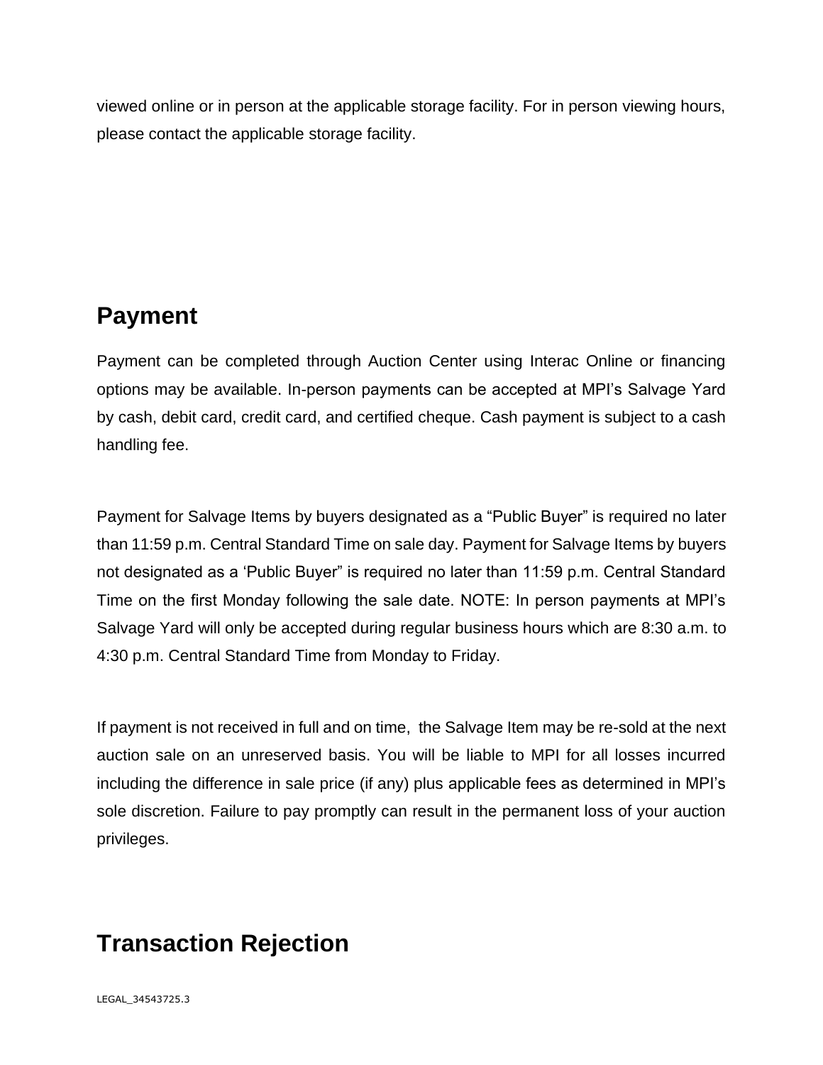viewed online or in person at the applicable storage facility. For in person viewing hours, please contact the applicable storage facility.

## Payment

Payment can be completed through Auction Center using Interac Online or financing options may be available. In-person payments can be accepted at MPI's Salvage Yard by cash, debit card, credit card, and certified cheque. Cash payment is subject to a cash handling fee.

Payment for Salvage Items by buyers designated as a "Public Buyer" is required no later than 11:59 p.m. Central Standard Time on sale day. Payment for Salvage Items by buyers not designated as a 'Public Buyer" is required no later than 11:59 p.m. Central Standard Time on the first Monday following the sale date. NOTE: In person payments at MPI's Salvage Yard will only be accepted during regular business hours which are 8:30 a.m. to 4:30 p.m. Central Standard Time from Monday to Friday.

If payment is not received in full and on time, the Salvage Item may be re-sold at the next auction sale on an unreserved basis. You will be liable to MPI for all losses incurred including the difference in sale price (if any) plus applicable fees as determined in MPI's sole discretion. Failure to pay promptly can result in the permanent loss of your auction privileges.

## Transaction Rejection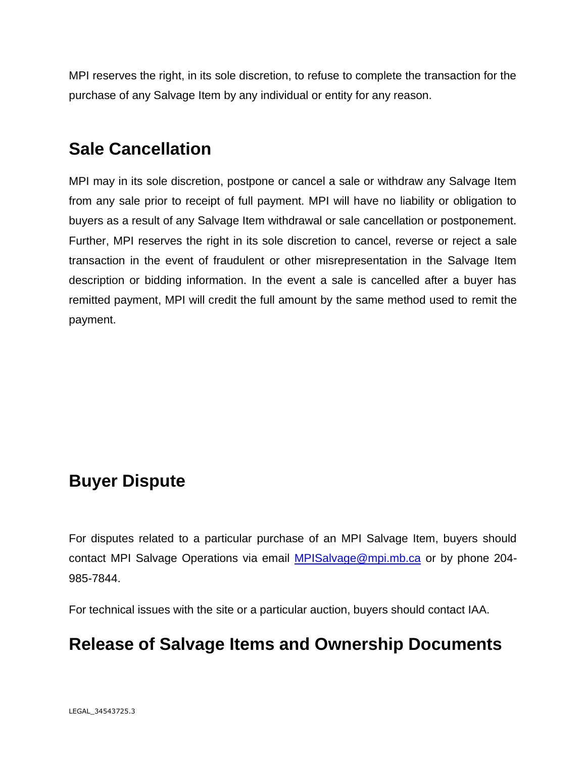MPI reserves the right, in its sole discretion, to refuse to complete the transaction for the purchase of any Salvage Item by any individual or entity for any reason.

## Sale Cancellation

MPI may in its sole discretion, postpone or cancel a sale or withdraw any Salvage Item from any sale prior to receipt of full payment. MPI will have no liability or obligation to buyers as a result of any Salvage Item withdrawal or sale cancellation or postponement. Further, MPI reserves the right in its sole discretion to cancel, reverse or reject a sale transaction in the event of fraudulent or other misrepresentation in the Salvage Item description or bidding information. In the event a sale is cancelled after a buyer has remitted payment, MPI will credit the full amount by the same method used to remit the payment.

## Buyer Dispute

For disputes related to a particular purchase of an MPI Salvage Item, buyers should contact MPI Salvage Operations via email [MPISalvage@mpi.mb.ca](mailto:MPISalvage@mpi.mb.ca) or by phone 204-985-7844.

For technical issues with the site or a particular auction, buyers should contact IAA.

## Release of Salvage Items and Ownership Documents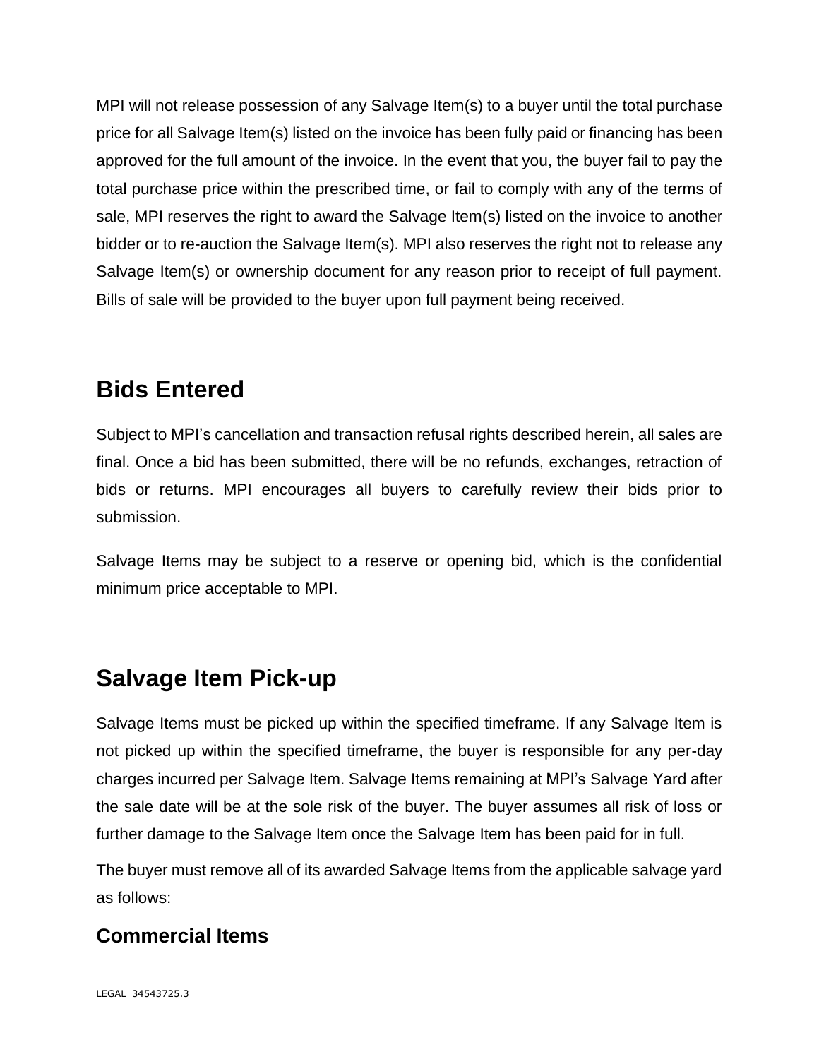MPI will not release possession of any Salvage Item(s) to a buyer until the total purchase price for all Salvage Item(s) listed on the invoice has been fully paid or financing has been approved for the full amount of the invoice. In the event that you, the buyer fail to pay the total purchase price within the prescribed time, or fail to comply with any of the terms of sale, MPI reserves the right to award the Salvage Item(s) listed on the invoice to another bidder or to re-auction the Salvage Item(s). MPI also reserves the right not to release any Salvage Item(s) or ownership document for any reason prior to receipt of full payment. Bills of sale will be provided to the buyer upon full payment being received.

## Bids Entered

Subject to MPI's cancellation and transaction refusal rights described herein, all sales are final. Once a bid has been submitted, there will be no refunds, exchanges, retraction of bids or returns. MPI encourages all buyers to carefully review their bids prior to submission.

Salvage Items may be subject to a reserve or opening bid, which is the confidential minimum price acceptable to MPI.

## Salvage Item Pick-up

Salvage Items must be picked up within the specified timeframe. If any Salvage Item is not picked up within the specified timeframe, the buyer is responsible for any per-day charges incurred per Salvage Item. Salvage Items remaining at MPI's Salvage Yard after the sale date will be at the sole risk of the buyer. The buyer assumes all risk of loss or further damage to the Salvage Item once the Salvage Item has been paid for in full.

The buyer must remove all of its awarded Salvage Items from the applicable salvage yard as follows:

### Commercial Items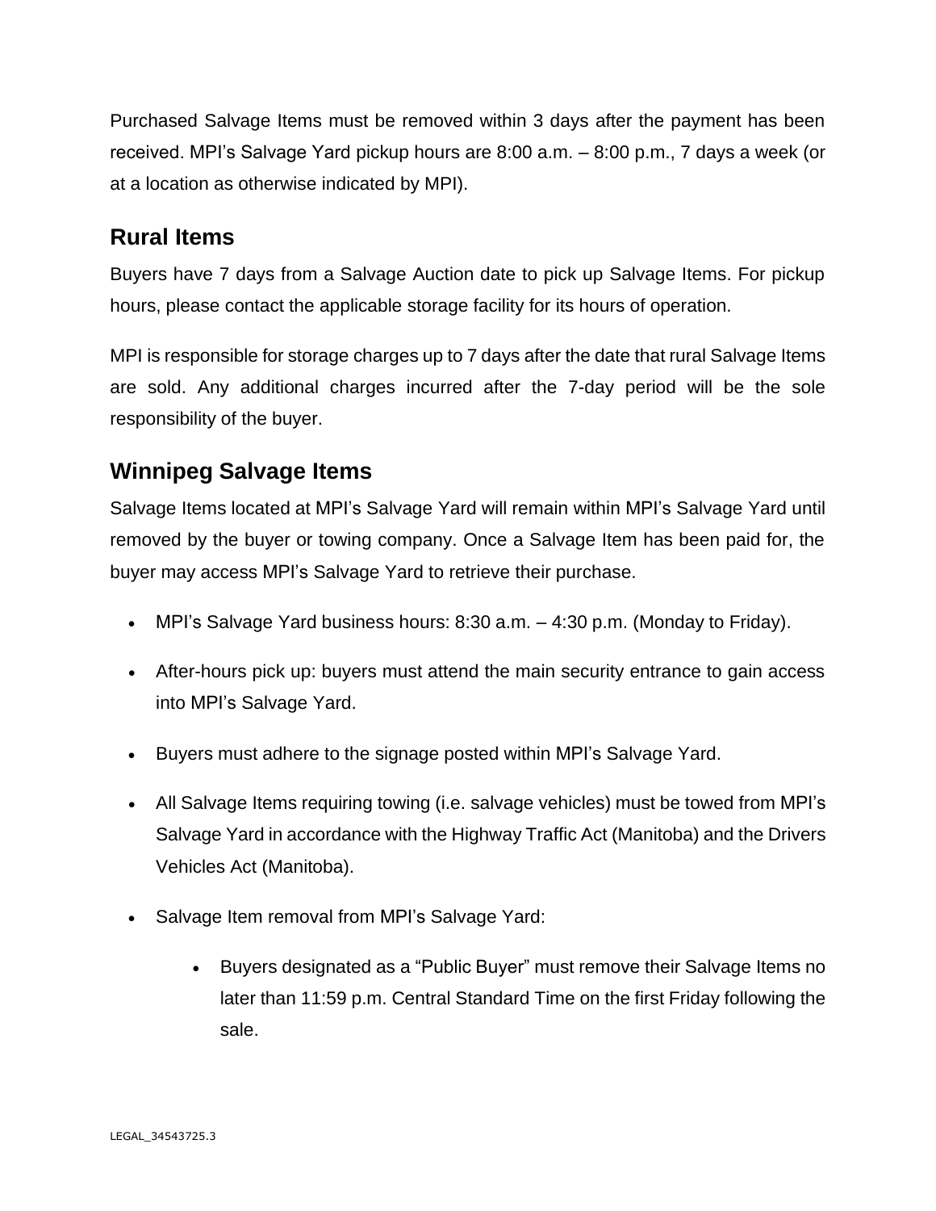Purchased Salvage Items must be removed within 3 days after the payment has been received. MPI's Salvage Yard pickup hours are 8:00 a.m. – 8:00 p.m., 7 days a week (or at a location as otherwise indicated by MPI).

## Rural Items

Buyers have 7 days from a Salvage Auction date to pick up Salvage Items. For pickup hours, please contact the applicable storage facility for its hours of operation.

MPI is responsible for storage charges up to 7 days after the date that rural Salvage Items are sold. Any additional charges incurred after the 7-day period will be the sole responsibility of the buyer.

## Winnipeg Salvage Items

Salvage Items located at MPI's Salvage Yard will remain within MPI's Salvage Yard until removed by the buyer or towing company. Once a Salvage Item has been paid for, the buyer may access MPI's Salvage Yard to retrieve their purchase.

- MPI's Salvage Yard business hours: 8:30 a.m. – 4:30 p.m. (Monday to Friday).
- After-hours pick up: buyers must attend the main security entrance to gain access into MPI's Salvage Yard.
- Buyers must adhere to the signage posted within MPI's Salvage Yard.
- All Salvage Items requiring towing (i.e. salvage vehicles) must be towed from MPI's Salvage Yard in accordance with the Highway Traffic Act (Manitoba) and the Drivers Vehicles Act (Manitoba).
- Salvage Item removal from MPI's Salvage Yard:
    - Buyers designated as a "Public Buyer" must remove their Salvage Items no later than 11:59 p.m. Central Standard Time on the first Friday following the sale.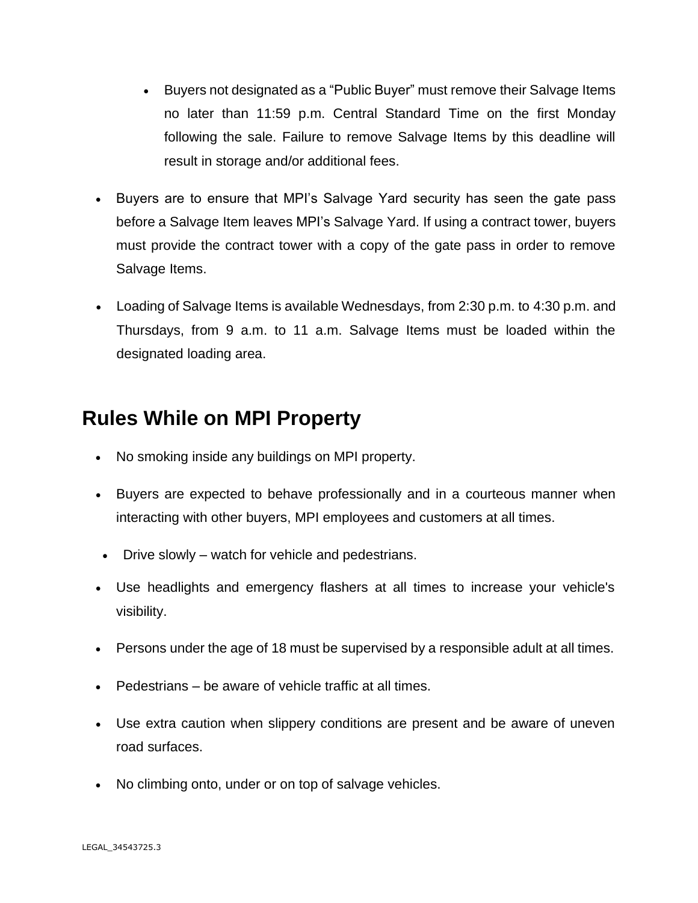- Buyers not designated as a “Public Buyer” must remove their Salvage Items no later than 11:59 p.m. Central Standard Time on the first Monday following the sale. Failure to remove Salvage Items by this deadline will result in storage and/or additional fees.

- Buyers are to ensure that MPI’s Salvage Yard security has seen the gate pass before a Salvage Item leaves MPI’s Salvage Yard. If using a contract tower, buyers must provide the contract tower with a copy of the gate pass in order to remove Salvage Items.
- Loading of Salvage Items is available Wednesdays, from 2:30 p.m. to 4:30 p.m. and Thursdays, from 9 a.m. to 11 a.m. Salvage Items must be loaded within the designated loading area.

## Rules While on MPI Property

- No smoking inside any buildings on MPI property.
- Buyers are expected to behave professionally and in a courteous manner when interacting with other buyers, MPI employees and customers at all times.
- Drive slowly – watch for vehicle and pedestrians.
- Use headlights and emergency flashers at all times to increase your vehicle's visibility.
- Persons under the age of 18 must be supervised by a responsible adult at all times.
- Pedestrians – be aware of vehicle traffic at all times.
- Use extra caution when slippery conditions are present and be aware of uneven road surfaces.
- No climbing onto, under or on top of salvage vehicles.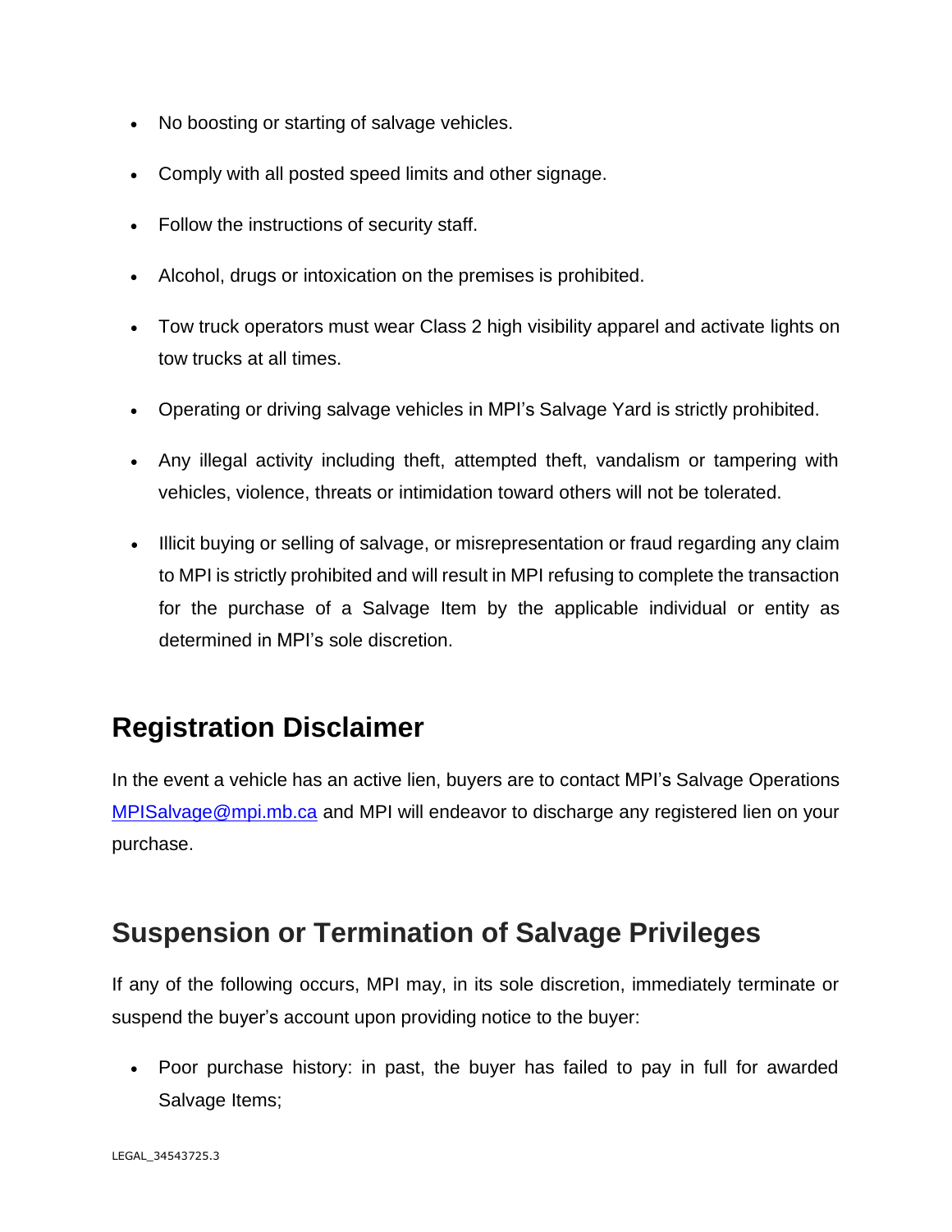- No boosting or starting of salvage vehicles.
- Comply with all posted speed limits and other signage.
- Follow the instructions of security staff.
- Alcohol, drugs or intoxication on the premises is prohibited.
- Tow truck operators must wear Class 2 high visibility apparel and activate lights on tow trucks at all times.
- Operating or driving salvage vehicles in MPI's Salvage Yard is strictly prohibited.
- Any illegal activity including theft, attempted theft, vandalism or tampering with vehicles, violence, threats or intimidation toward others will not be tolerated.
- Illicit buying or selling of salvage, or misrepresentation or fraud regarding any claim to MPI is strictly prohibited and will result in MPI refusing to complete the transaction for the purchase of a Salvage Item by the applicable individual or entity as determined in MPI's sole discretion.

## Registration Disclaimer

In the event a vehicle has an active lien, buyers are to contact MPI's Salvage Operations [MPISalvage@mpi.mb.ca](mailto:MPISalvage@mpi.mb.ca) and MPI will endeavor to discharge any registered lien on your purchase.

## Suspension or Termination of Salvage Privileges

If any of the following occurs, MPI may, in its sole discretion, immediately terminate or suspend the buyer's account upon providing notice to the buyer:

- Poor purchase history: in past, the buyer has failed to pay in full for awarded Salvage Items;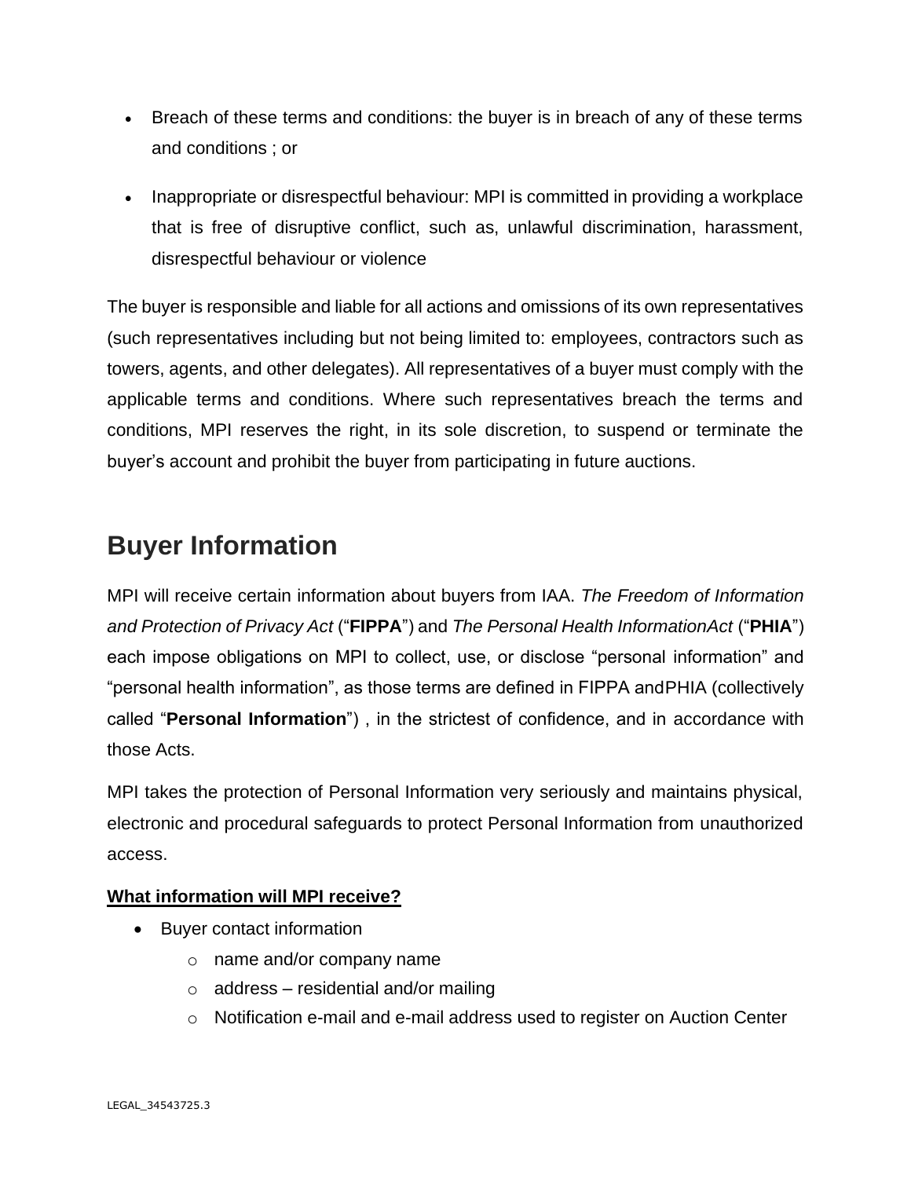- Breach of these terms and conditions: the buyer is in breach of any of these terms and conditions ; or
- Inappropriate or disrespectful behaviour: MPI is committed in providing a workplace that is free of disruptive conflict, such as, unlawful discrimination, harassment, disrespectful behaviour or violence

The buyer is responsible and liable for all actions and omissions of its own representatives (such representatives including but not being limited to: employees, contractors such as towers, agents, and other delegates). All representatives of a buyer must comply with the applicable terms and conditions. Where such representatives breach the terms and conditions, MPI reserves the right, in its sole discretion, to suspend or terminate the buyer's account and prohibit the buyer from participating in future auctions.

## Buyer Information

MPI will receive certain information about buyers from IAA. *The Freedom of Information and Protection of Privacy Act* ("**FIPPA**") and *The Personal Health InformationAct* ("**PHIA**") each impose obligations on MPI to collect, use, or disclose "personal information" and "personal health information", as those terms are defined in FIPPA andPHIA (collectively called "**Personal Information**") , in the strictest of confidence, and in accordance with those Acts.

MPI takes the protection of Personal Information very seriously and maintains physical, electronic and procedural safeguards to protect Personal Information from unauthorized access.

**<u>What information will MPI receive?</u>**

- Buyer contact information
  - name and/or company name
  - address – residential and/or mailing
  - Notification e-mail and e-mail address used to register on Auction Center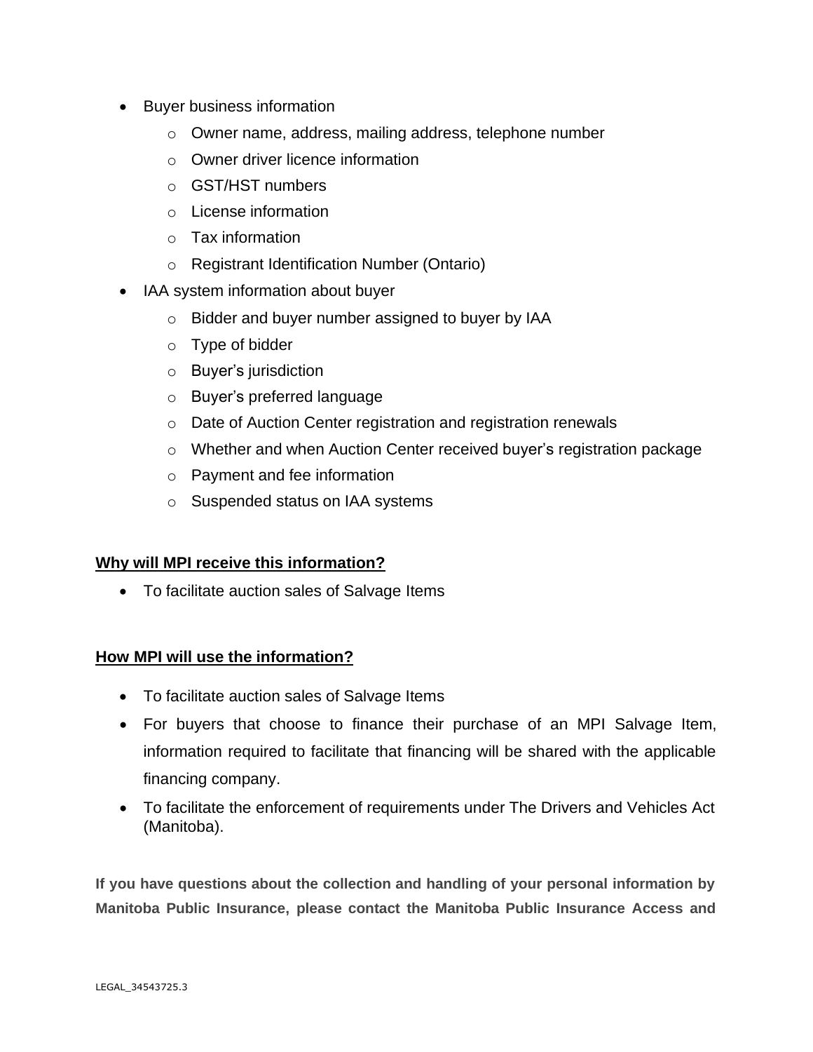- Buyer business information
  - Owner name, address, mailing address, telephone number
  - Owner driver licence information
  - GST/HST numbers
  - License information
  - Tax information
  - Registrant Identification Number (Ontario)
- IAA system information about buyer
  - Bidder and buyer number assigned to buyer by IAA
  - Type of bidder
  - Buyer's jurisdiction
  - Buyer's preferred language
  - Date of Auction Center registration and registration renewals
  - Whether and when Auction Center received buyer's registration package
  - Payment and fee information
  - Suspended status on IAA systems

**Why will MPI receive this information?**

- To facilitate auction sales of Salvage Items

**How MPI will use the information?**

- To facilitate auction sales of Salvage Items
- For buyers that choose to finance their purchase of an MPI Salvage Item, information required to facilitate that financing will be shared with the applicable financing company.
- To facilitate the enforcement of requirements under The Drivers and Vehicles Act (Manitoba).

**If you have questions about the collection and handling of your personal information by Manitoba Public Insurance, please contact the Manitoba Public Insurance Access and**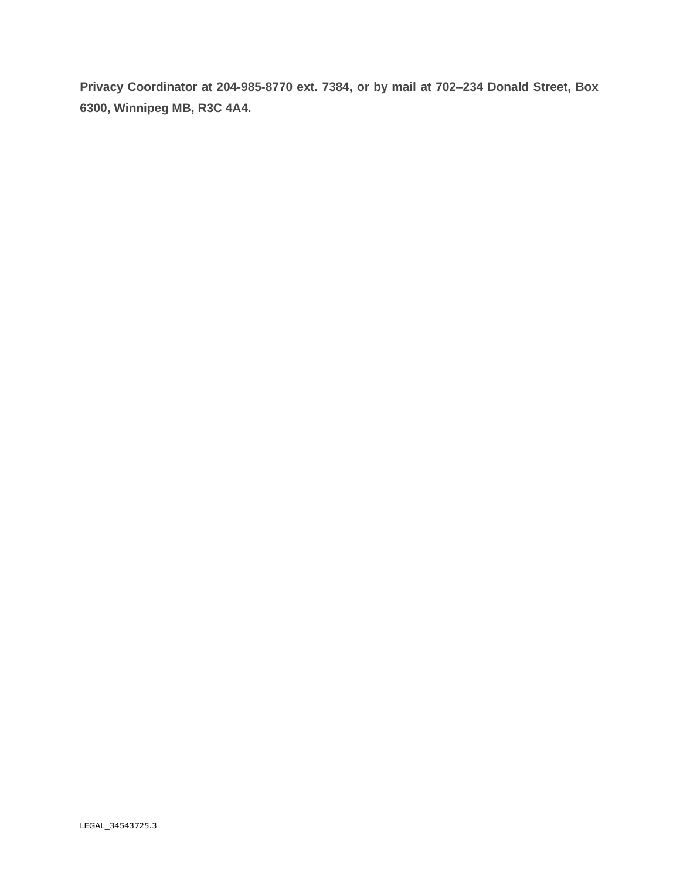**Privacy Coordinator at 204-985-8770 ext. 7384, or by mail at 702–234 Donald Street, Box 6300, Winnipeg MB, R3C 4A4.**

LEGAL_34543725.3